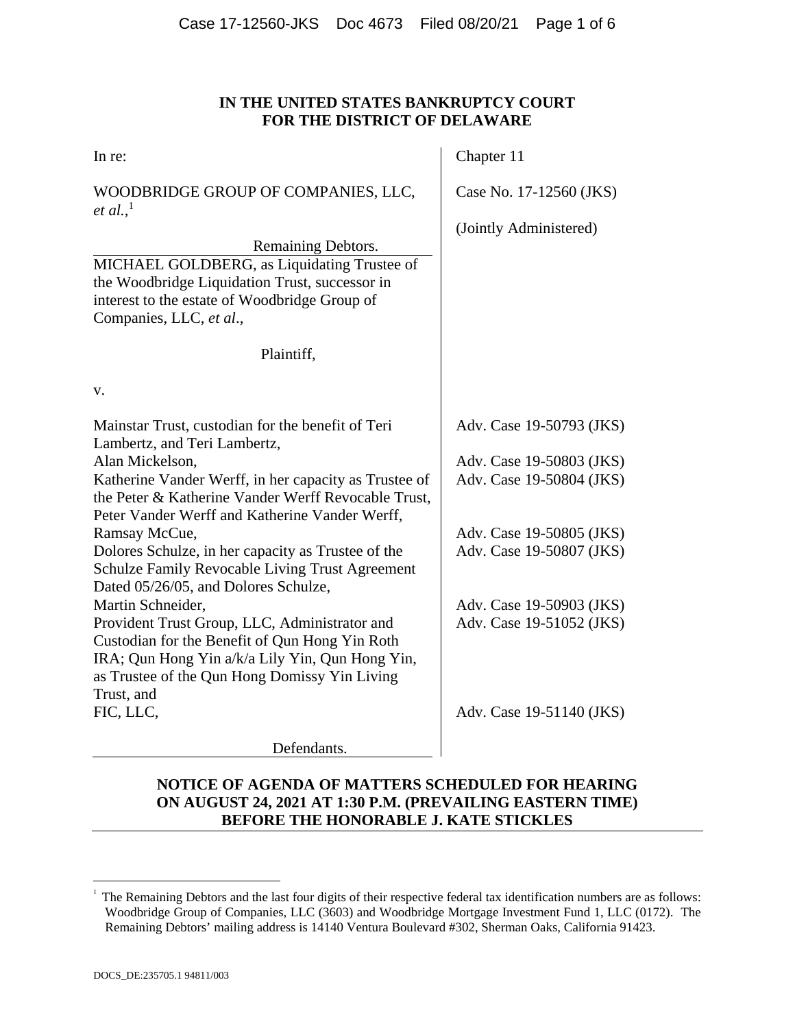**IN THE UNITED STATES BANKRUPTCY COURT**
**FOR THE DISTRICT OF DELAWARE**

| | |
|---|---|
| In re:<br><br>WOODBRIDGE GROUP OF COMPANIES, LLC, *et al.*,[1]<br><br>Remaining Debtors. | Chapter 11<br><br>Case No. 17-12560 (JKS)<br><br>(Jointly Administered) |
| MICHAEL GOLDBERG, as Liquidating Trustee of the Woodbridge Liquidation Trust, successor in interest to the estate of Woodbridge Group of Companies, LLC, *et al*.,<br><br>Plaintiff,<br><br>v. | |
| Mainstar Trust, custodian for the benefit of Teri Lambertz, and Teri Lambertz, | Adv. Case 19-50793 (JKS) |
| Alan Mickelson, | Adv. Case 19-50803 (JKS) |
| Katherine Vander Werff, in her capacity as Trustee of the Peter & Katherine Vander Werff Revocable Trust, Peter Vander Werff and Katherine Vander Werff, | Adv. Case 19-50804 (JKS) |
| Ramsay McCue, | Adv. Case 19-50805 (JKS) |
| Dolores Schulze, in her capacity as Trustee of the Schulze Family Revocable Living Trust Agreement Dated 05/26/05, and Dolores Schulze, | Adv. Case 19-50807 (JKS) |
| Martin Schneider, | Adv. Case 19-50903 (JKS) |
| Provident Trust Group, LLC, Administrator and Custodian for the Benefit of Qun Hong Yin Roth IRA; Qun Hong Yin a/k/a Lily Yin, Qun Hong Yin, as Trustee of the Qun Hong Domissy Yin Living Trust, and | Adv. Case 19-51052 (JKS) |
| FIC, LLC,<br><br>Defendants. | Adv. Case 19-51140 (JKS) |

**NOTICE OF AGENDA OF MATTERS SCHEDULED FOR HEARING ON AUGUST 24, 2021 AT 1:30 P.M. (PREVAILING EASTERN TIME) BEFORE THE HONORABLE J. KATE STICKLES**

---

[1] The Remaining Debtors and the last four digits of their respective federal tax identification numbers are as follows: Woodbridge Group of Companies, LLC (3603) and Woodbridge Mortgage Investment Fund 1, LLC (0172). The Remaining Debtors' mailing address is 14140 Ventura Boulevard #302, Sherman Oaks, California 91423.

DOCS_DE:235705.1 94811/003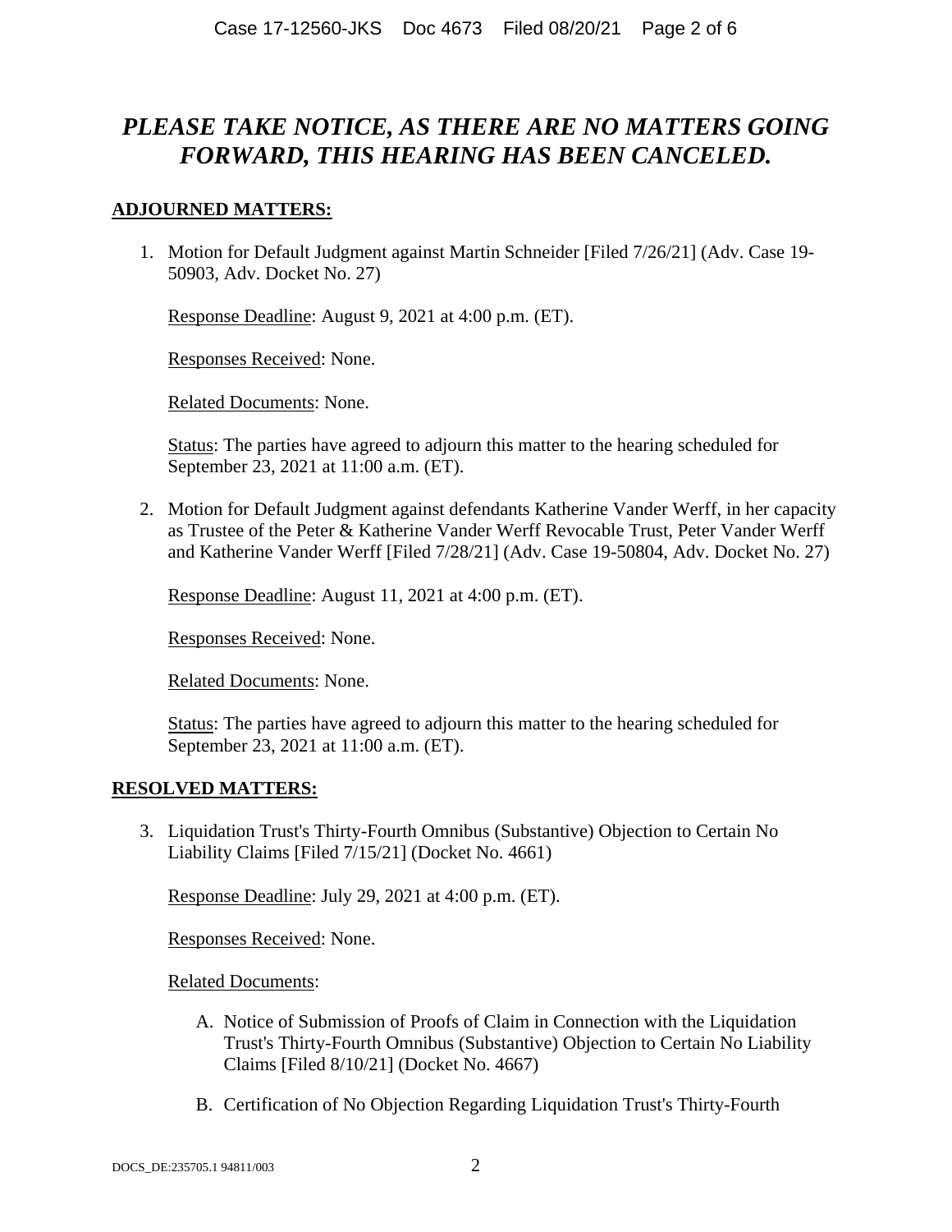## *PLEASE TAKE NOTICE, AS THERE ARE NO MATTERS GOING FORWARD, THIS HEARING HAS BEEN CANCELED.*

**ADJOURNED MATTERS:**

1. Motion for Default Judgment against Martin Schneider [Filed 7/26/21] (Adv. Case 19-50903, Adv. Docket No. 27)

   Response Deadline: August 9, 2021 at 4:00 p.m. (ET).

   Responses Received: None.

   Related Documents: None.

   Status: The parties have agreed to adjourn this matter to the hearing scheduled for September 23, 2021 at 11:00 a.m. (ET).

2. Motion for Default Judgment against defendants Katherine Vander Werff, in her capacity as Trustee of the Peter & Katherine Vander Werff Revocable Trust, Peter Vander Werff and Katherine Vander Werff [Filed 7/28/21] (Adv. Case 19-50804, Adv. Docket No. 27)

   Response Deadline: August 11, 2021 at 4:00 p.m. (ET).

   Responses Received: None.

   Related Documents: None.

   Status: The parties have agreed to adjourn this matter to the hearing scheduled for September 23, 2021 at 11:00 a.m. (ET).

**RESOLVED MATTERS:**

3. Liquidation Trust's Thirty-Fourth Omnibus (Substantive) Objection to Certain No Liability Claims [Filed 7/15/21] (Docket No. 4661)

   Response Deadline: July 29, 2021 at 4:00 p.m. (ET).

   Responses Received: None.

   Related Documents:

   A. Notice of Submission of Proofs of Claim in Connection with the Liquidation Trust's Thirty-Fourth Omnibus (Substantive) Objection to Certain No Liability Claims [Filed 8/10/21] (Docket No. 4667)

   B. Certification of No Objection Regarding Liquidation Trust's Thirty-Fourth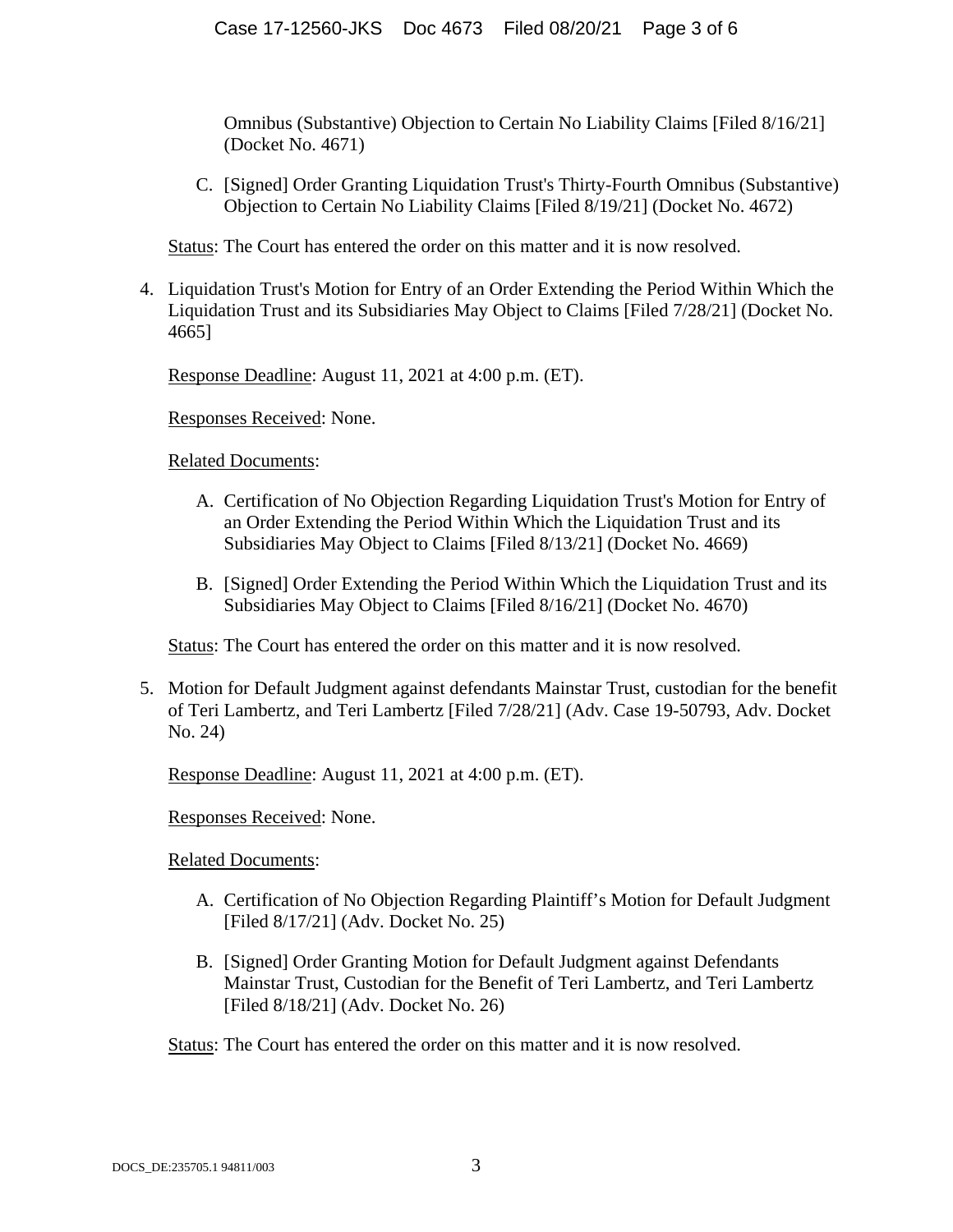Omnibus (Substantive) Objection to Certain No Liability Claims [Filed 8/16/21] (Docket No. 4671)

C. [Signed] Order Granting Liquidation Trust's Thirty-Fourth Omnibus (Substantive) Objection to Certain No Liability Claims [Filed 8/19/21] (Docket No. 4672)

Status: The Court has entered the order on this matter and it is now resolved.

4. Liquidation Trust's Motion for Entry of an Order Extending the Period Within Which the Liquidation Trust and its Subsidiaries May Object to Claims [Filed 7/28/21] (Docket No. 4665]

   Response Deadline: August 11, 2021 at 4:00 p.m. (ET).

   Responses Received: None.

   Related Documents:

   A. Certification of No Objection Regarding Liquidation Trust's Motion for Entry of an Order Extending the Period Within Which the Liquidation Trust and its Subsidiaries May Object to Claims [Filed 8/13/21] (Docket No. 4669)

   B. [Signed] Order Extending the Period Within Which the Liquidation Trust and its Subsidiaries May Object to Claims [Filed 8/16/21] (Docket No. 4670)

   Status: The Court has entered the order on this matter and it is now resolved.

5. Motion for Default Judgment against defendants Mainstar Trust, custodian for the benefit of Teri Lambertz, and Teri Lambertz [Filed 7/28/21] (Adv. Case 19-50793, Adv. Docket No. 24)

   Response Deadline: August 11, 2021 at 4:00 p.m. (ET).

   Responses Received: None.

   Related Documents:

   A. Certification of No Objection Regarding Plaintiff's Motion for Default Judgment [Filed 8/17/21] (Adv. Docket No. 25)

   B. [Signed] Order Granting Motion for Default Judgment against Defendants Mainstar Trust, Custodian for the Benefit of Teri Lambertz, and Teri Lambertz [Filed 8/18/21] (Adv. Docket No. 26)

   Status: The Court has entered the order on this matter and it is now resolved.

DOCS_DE:235705.1 94811/003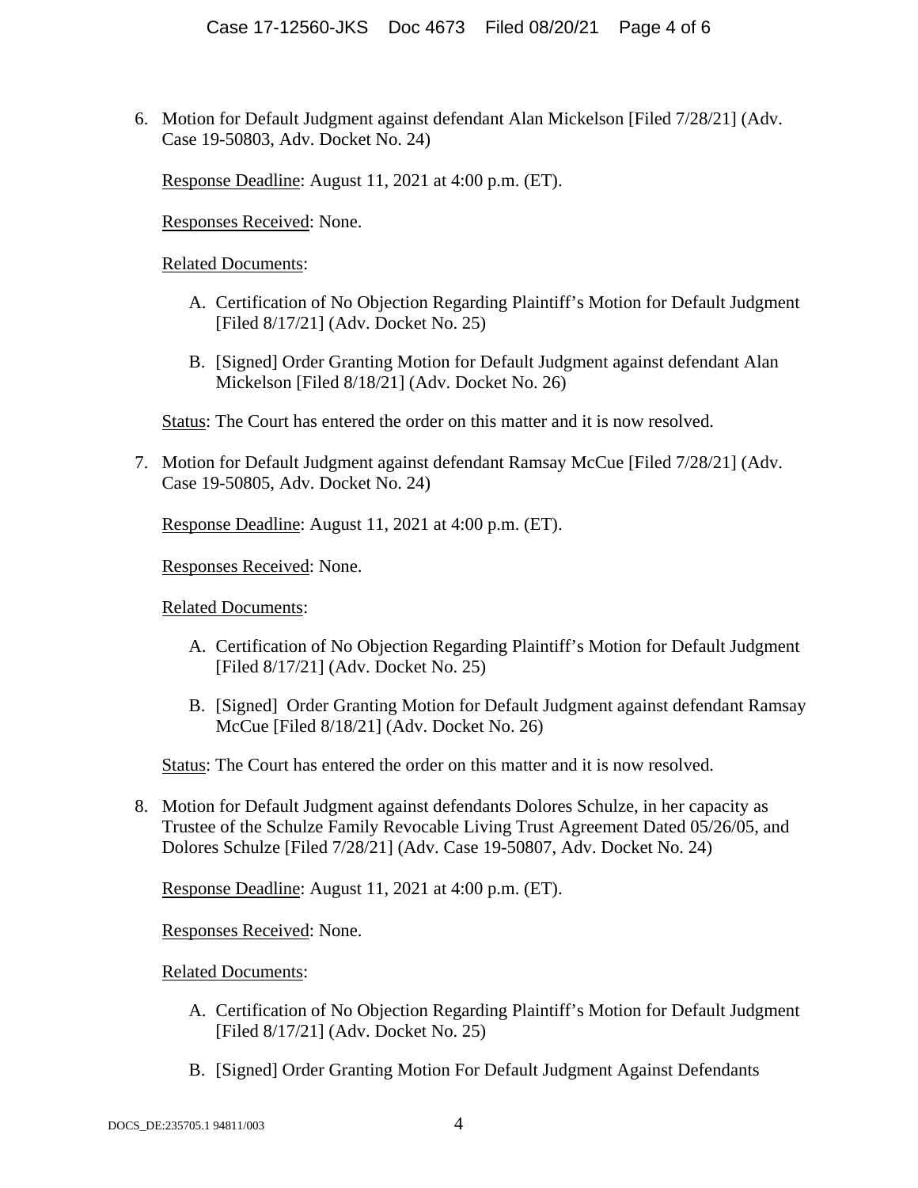6. Motion for Default Judgment against defendant Alan Mickelson [Filed 7/28/21] (Adv. Case 19-50803, Adv. Docket No. 24)

   Response Deadline: August 11, 2021 at 4:00 p.m. (ET).

   Responses Received: None.

   Related Documents:

   A. Certification of No Objection Regarding Plaintiff's Motion for Default Judgment [Filed 8/17/21] (Adv. Docket No. 25)

   B. [Signed] Order Granting Motion for Default Judgment against defendant Alan Mickelson [Filed 8/18/21] (Adv. Docket No. 26)

   Status: The Court has entered the order on this matter and it is now resolved.

7. Motion for Default Judgment against defendant Ramsay McCue [Filed 7/28/21] (Adv. Case 19-50805, Adv. Docket No. 24)

   Response Deadline: August 11, 2021 at 4:00 p.m. (ET).

   Responses Received: None.

   Related Documents:

   A. Certification of No Objection Regarding Plaintiff's Motion for Default Judgment [Filed 8/17/21] (Adv. Docket No. 25)

   B. [Signed] Order Granting Motion for Default Judgment against defendant Ramsay McCue [Filed 8/18/21] (Adv. Docket No. 26)

   Status: The Court has entered the order on this matter and it is now resolved.

8. Motion for Default Judgment against defendants Dolores Schulze, in her capacity as Trustee of the Schulze Family Revocable Living Trust Agreement Dated 05/26/05, and Dolores Schulze [Filed 7/28/21] (Adv. Case 19-50807, Adv. Docket No. 24)

   Response Deadline: August 11, 2021 at 4:00 p.m. (ET).

   Responses Received: None.

   Related Documents:

   A. Certification of No Objection Regarding Plaintiff's Motion for Default Judgment [Filed 8/17/21] (Adv. Docket No. 25)

   B. [Signed] Order Granting Motion For Default Judgment Against Defendants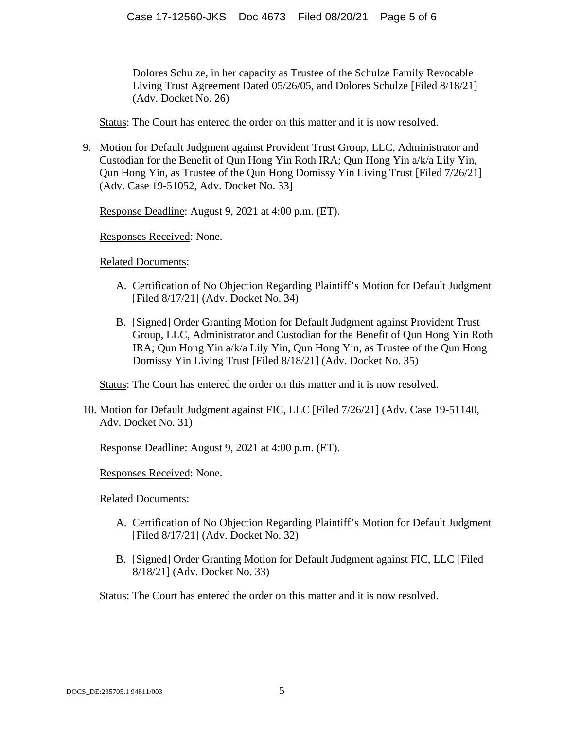Dolores Schulze, in her capacity as Trustee of the Schulze Family Revocable Living Trust Agreement Dated 05/26/05, and Dolores Schulze [Filed 8/18/21] (Adv. Docket No. 26)

Status: The Court has entered the order on this matter and it is now resolved.

9. Motion for Default Judgment against Provident Trust Group, LLC, Administrator and Custodian for the Benefit of Qun Hong Yin Roth IRA; Qun Hong Yin a/k/a Lily Yin, Qun Hong Yin, as Trustee of the Qun Hong Domissy Yin Living Trust [Filed 7/26/21] (Adv. Case 19-51052, Adv. Docket No. 33]

   Response Deadline: August 9, 2021 at 4:00 p.m. (ET).

   Responses Received: None.

   Related Documents:

   A. Certification of No Objection Regarding Plaintiff's Motion for Default Judgment [Filed 8/17/21] (Adv. Docket No. 34)

   B. [Signed] Order Granting Motion for Default Judgment against Provident Trust Group, LLC, Administrator and Custodian for the Benefit of Qun Hong Yin Roth IRA; Qun Hong Yin a/k/a Lily Yin, Qun Hong Yin, as Trustee of the Qun Hong Domissy Yin Living Trust [Filed 8/18/21] (Adv. Docket No. 35)

   Status: The Court has entered the order on this matter and it is now resolved.

10. Motion for Default Judgment against FIC, LLC [Filed 7/26/21] (Adv. Case 19-51140, Adv. Docket No. 31)

   Response Deadline: August 9, 2021 at 4:00 p.m. (ET).

   Responses Received: None.

   Related Documents:

   A. Certification of No Objection Regarding Plaintiff's Motion for Default Judgment [Filed 8/17/21] (Adv. Docket No. 32)

   B. [Signed] Order Granting Motion for Default Judgment against FIC, LLC [Filed 8/18/21] (Adv. Docket No. 33)

   Status: The Court has entered the order on this matter and it is now resolved.

DOCS_DE:235705.1 94811/003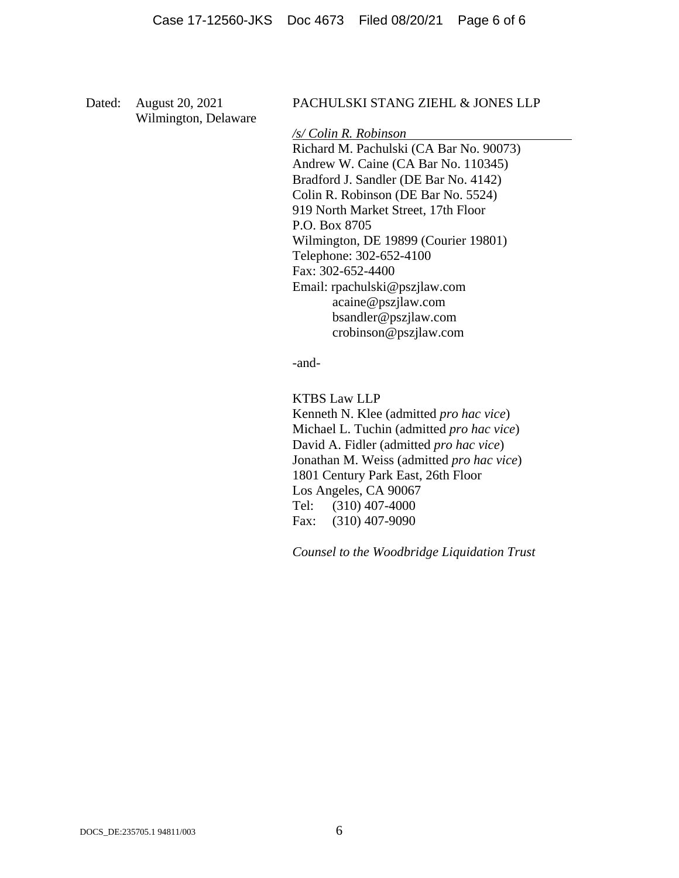Dated: August 20, 2021
Wilmington, Delaware

PACHULSKI STANG ZIEHL & JONES LLP

*/s/ Colin R. Robinson*
Richard M. Pachulski (CA Bar No. 90073)
Andrew W. Caine (CA Bar No. 110345)
Bradford J. Sandler (DE Bar No. 4142)
Colin R. Robinson (DE Bar No. 5524)
919 North Market Street, 17th Floor
P.O. Box 8705
Wilmington, DE 19899 (Courier 19801)
Telephone: 302-652-4100
Fax: 302-652-4400
Email: rpachulski@pszjlaw.com
acaine@pszjlaw.com
bsandler@pszjlaw.com
crobinson@pszjlaw.com

-and-

KTBS Law LLP
Kenneth N. Klee (admitted *pro hac vice*)
Michael L. Tuchin (admitted *pro hac vice*)
David A. Fidler (admitted *pro hac vice*)
Jonathan M. Weiss (admitted *pro hac vice*)
1801 Century Park East, 26th Floor
Los Angeles, CA 90067
Tel: (310) 407-4000
Fax: (310) 407-9090

*Counsel to the Woodbridge Liquidation Trust*

DOCS_DE:235705.1 94811/003